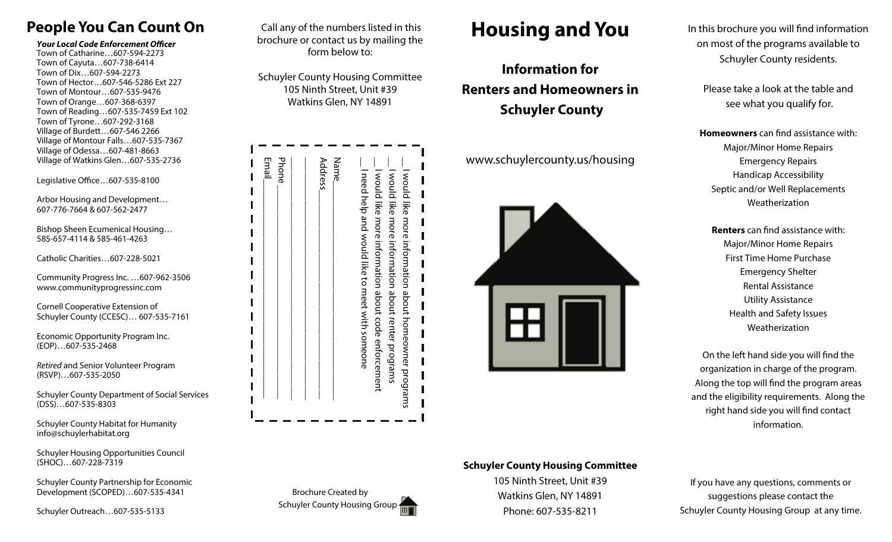## People You Can Count On

***Your Local Code Enforcement Officer***
Town of Catharine…607-594-2273
Town of Cayuta…607-738-6414
Town of Dix…607-594-2273
Town of Hector…607-546-5286 Ext 227
Town of Montour…607-535-9476
Town of Orange…607-368-6397
Town of Reading…607-535-7459 Ext 102
Town of Tyrone…607-292-3168
Village of Burdett…607-546 2266
Village of Montour Falls…607-535-7367
Village of Odessa…607-481-8663
Village of Watkins Glen…607-535-2736

Legislative Office…607-535-8100

Arbor Housing and Development…
607-776-7664 & 607-562-2477

Bishop Sheen Ecumenical Housing…
585-657-4114 & 585-461-4263

Catholic Charities…607-228-5021

Community Progress Inc. …607-962-3506
www.communityprogressinc.com

Cornell Cooperative Extension of Schuyler County (CCESC)… 607-535-7161

Economic Opportunity Program Inc. (EOP)…607-535-2468

*Retired* and Senior Volunteer Program (RSVP)…607-535-2050

Schuyler County Department of Social Services (DSS)…607-535-8303

Schuyler County Habitat for Humanity
info@schuylerhabitat.org

Schuyler Housing Opportunities Council (SHOC)…607-228-7319

Schuyler County Partnership for Economic Development (SCOPED)…607-535-4341

Schuyler Outreach…607-535-5133

Call any of the numbers listed in this brochure or contact us by mailing the form below to:

Schuyler County Housing Committee
105 Ninth Street, Unit #39
Watkins Glen, NY 14891

__ I would like more information about homeowner programs
__ I would like more information about renter programs
__ I would like more information about code enforcement
__ I need help and would like to meet with someone

Name__________________
Address________________
______________________
______________________
Phone_________________
Email__________________

Brochure Created by
Schuyler County Housing Group

# Housing and You

## Information for Renters and Homeowners in Schuyler County

www.schuylercounty.us/housing

**Schuyler County Housing Committee**
105 Ninth Street, Unit #39
Watkins Glen, NY 14891
Phone: 607-535-8211

In this brochure you will find information on most of the programs available to Schuyler County residents.

Please take a look at the table and see what you qualify for.

**Homeowners** can find assistance with:
Major/Minor Home Repairs
Emergency Repairs
Handicap Accessibility
Septic and/or Well Replacements
Weatherization

**Renters** can find assistance with:
Major/Minor Home Repairs
First Time Home Purchase
Emergency Shelter
Rental Assistance
Utility Assistance
Health and Safety Issues
Weatherization

On the left hand side you will find the organization in charge of the program. Along the top will find the program areas and the eligibility requirements. Along the right hand side you will find contact information.

If you have any questions, comments or suggestions please contact the Schuyler County Housing Group at any time.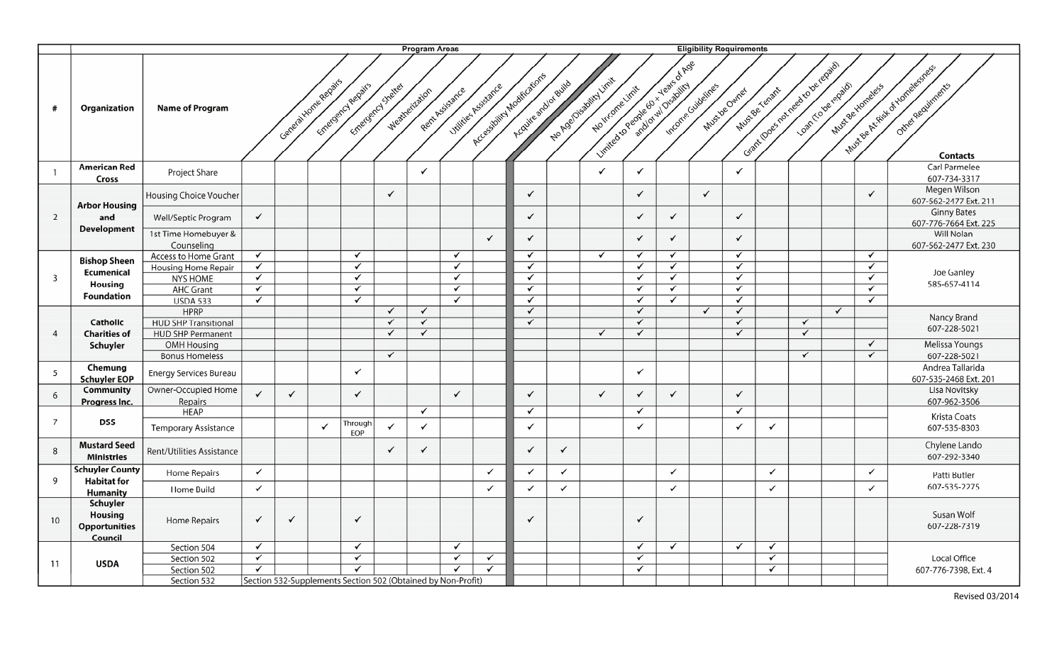| | | | Program Areas | | | | | | | | Eligibility Requirements | | | | | | | | | | | |
|---|---|---|---|---|---|---|---|---|---|---|---|---|---|---|---|---|---|---|---|---|---|---|
| # | Organization | Name of Program | General Home Repairs | Emergency Repairs | Emergency Shelter | Weatherization | Rent Assistance | Utilities Assistance | Accessibility Modifications | Acquire and/or Build | No Age/Disability Limit | No Income Limit | Limited to People 60 + Years of Age and/or w/ Disability | Income Guidelines | Must be Owner | Must Be Tenant | Grant (Does not need to be repaid) | Loan (To be repaid) | Must Be Homeless | Must Be At-Risk of Homelessness | Other Requirements | Contacts |
| 1 | American Red Cross | Project Share | | | | | | ✓ | | | | | ✓ | ✓ | | | ✓ | | | | | Carl Parmelee 607-734-3317 |
| 2 | Arbor Housing and Development | Housing Choice Voucher | | | | | ✓ | | | | ✓ | | | ✓ | | ✓ | | | | | ✓ | Megen Wilson 607-562-2477 Ext. 211 |
| | | Well/Septic Program | ✓ | | | | | | | | ✓ | | | ✓ | ✓ | | ✓ | | | | | Ginny Bates 607-776-7664 Ext. 225 |
| | | 1st Time Homebuyer & Counseling | | | | | | | | ✓ | ✓ | | | ✓ | ✓ | | ✓ | | | | | Will Nolan 607-562-2477 Ext. 230 |
| 3 | Bishop Sheen Ecumenical Housing Foundation | Access to Home Grant | ✓ | | | ✓ | | | ✓ | | ✓ | | ✓ | ✓ | ✓ | | ✓ | | | | ✓ | Joe Ganley 585-657-4114 |
| | | Housing Home Repair | ✓ | | | ✓ | | | ✓ | | ✓ | | | ✓ | ✓ | | ✓ | | | | ✓ | |
| | | NYS HOME | ✓ | | | ✓ | | | ✓ | | ✓ | | | ✓ | ✓ | | ✓ | | | | ✓ | |
| | | AHC Grant | ✓ | | | ✓ | | | ✓ | | ✓ | | | ✓ | ✓ | | ✓ | | | | ✓ | |
| | | USDA 533 | ✓ | | | ✓ | | | ✓ | | ✓ | | | ✓ | ✓ | | ✓ | | | | ✓ | |
| 4 | Catholic Charities of Schuyler | HPRP | | | | | ✓ | ✓ | | | ✓ | | | ✓ | | ✓ | ✓ | | | ✓ | | Nancy Brand 607-228-5021 |
| | | HUD SHP Transitional | | | | | ✓ | ✓ | | | ✓ | | | ✓ | | | ✓ | | ✓ | | | |
| | | HUD SHP Permanent | | | | | ✓ | ✓ | | | | | ✓ | ✓ | | | ✓ | | ✓ | | | |
| | | OMH Housing | | | | | | | | | | | | | | | | | | | ✓ | Melissa Youngs 607-228-5021 |
| | | Bonus Homeless | | | | | ✓ | | | | | | | | | | | | ✓ | | ✓ | |
| 5 | Chemung Schuyler EOP | Energy Services Bureau | | | | ✓ | | | | | | | | ✓ | | | | | | | | Andrea Tallarida 607-535-2468 Ext. 201 |
| 6 | Community Progress Inc. | Owner-Occupied Home Repairs | ✓ | ✓ | | ✓ | | | ✓ | | ✓ | | ✓ | ✓ | ✓ | | ✓ | | | | | Lisa Novitsky 607-962-3506 |
| 7 | DSS | HEAP | | | | | | ✓ | | | ✓ | | | ✓ | | | ✓ | | | | | Krista Coats 607-535-8303 |
| | | Temporary Assistance | | | ✓ | Through EOP | ✓ | ✓ | | | ✓ | | | ✓ | | | ✓ | ✓ | | | | |
| 8 | Mustard Seed Ministries | Rent/Utilities Assistance | | | | | ✓ | ✓ | | | ✓ | ✓ | | | | | | | | | | Chylene Lando 607-292-3340 |
| 9 | Schuyler County Habitat for Humanity | Home Repairs | ✓ | | | | | | | ✓ | ✓ | ✓ | | | ✓ | | | ✓ | | | ✓ | Patti Butler 607-535-2275 |
| | | Home Build | ✓ | | | | | | | ✓ | ✓ | ✓ | | | ✓ | | | ✓ | | | ✓ | |
| 10 | Schuyler Housing Opportunities Council | Home Repairs | ✓ | ✓ | | ✓ | | | | | ✓ | | | ✓ | | | | | | | | Susan Wolf 607-228-7319 |
| 11 | USDA | Section 504 | ✓ | | | ✓ | | | ✓ | | | | | ✓ | ✓ | | ✓ | ✓ | | | | Local Office 607-776-7398, Ext. 4 |
| | | Section 502 | ✓ | | | ✓ | | | ✓ | ✓ | | | | ✓ | | | | ✓ | | | | |
| | | Section 502 | ✓ | | | ✓ | | | ✓ | ✓ | | | | ✓ | | | | ✓ | | | | |
| | | Section 532 | Section 532-Supplements Section 502 (Obtained by Non-Profit) | | | | | | | | | | | | | | | | | | | |

Revised 03/2014